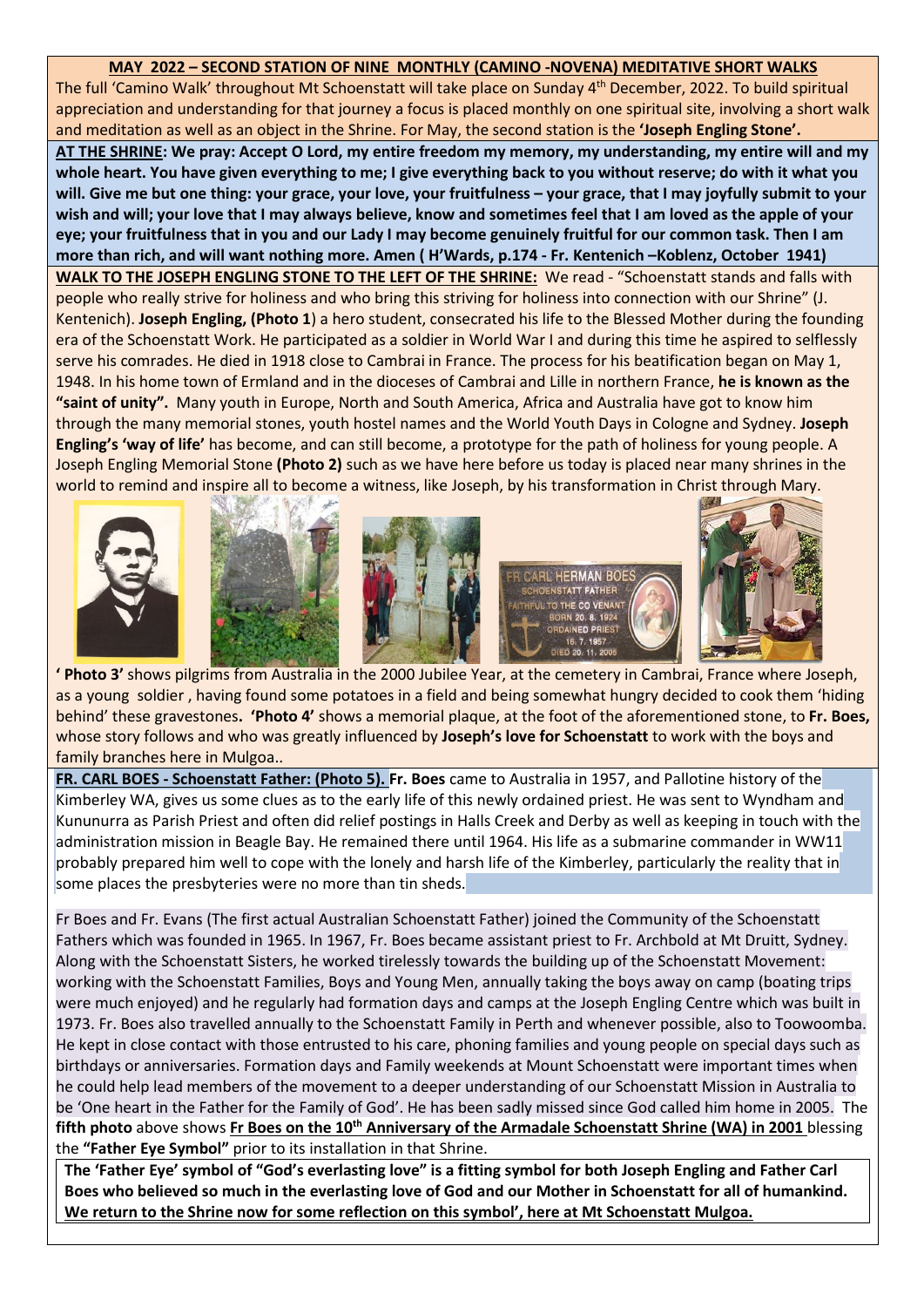**MAY 2022 – SECOND STATION OF NINE MONTHLY (CAMINO -NOVENA) MEDITATIVE SHORT WALKS**

The full 'Camino Walk' throughout Mt Schoenstatt will take place on Sunday 4th December, 2022. To build spiritual appreciation and understanding for that journey a focus is placed monthly on one spiritual site, involving a short walk and meditation as well as an object in the Shrine. For May, the second station is the **'Joseph Engling Stone'.**

**AT THE SHRINE: We pray: Accept O Lord, my entire freedom my memory, my understanding, my entire will and my whole heart. You have given everything to me; I give everything back to you without reserve; do with it what you will. Give me but one thing: your grace, your love, your fruitfulness – your grace, that I may joyfully submit to your wish and will; your love that I may always believe, know and sometimes feel that I am loved as the apple of your eye; your fruitfulness that in you and our Lady I may become genuinely fruitful for our common task. Then I am more than rich, and will want nothing more. Amen ( H'Wards, p.174 - Fr. Kentenich –Koblenz, October 1941)**

**WALK TO THE JOSEPH ENGLING STONE TO THE LEFT OF THE SHRINE:** We read - "Schoenstatt stands and falls with people who really strive for holiness and who bring this striving for holiness into connection with our Shrine" (J. Kentenich). **Joseph Engling, (Photo 1**) a hero student, consecrated his life to the Blessed Mother during the founding era of the Schoenstatt Work. He participated as a soldier in World War I and during this time he aspired to selflessly serve his comrades. He died in 1918 close to Cambrai in France. The process for his beatification began on May 1, 1948. In his home town of Ermland and in the dioceses of Cambrai and Lille in northern France, **he is known as the "saint of unity".** Many youth in Europe, North and South America, Africa and Australia have got to know him through the many memorial stones, youth hostel names and the World Youth Days in Cologne and Sydney. **Joseph Engling's 'way of life'** has become, and can still become, a prototype for the path of holiness for young people. A Joseph Engling Memorial Stone **(Photo 2)** such as we have here before us today is placed near many shrines in the world to remind and inspire all to become a witness, like Joseph, by his transformation in Christ through Mary.

**' Photo 3'** shows pilgrims from Australia in the 2000 Jubilee Year, at the cemetery in Cambrai, France where Joseph, as a young soldier , having found some potatoes in a field and being somewhat hungry decided to cook them 'hiding behind' these gravestones**. 'Photo 4'** shows a memorial plaque, at the foot of the aforementioned stone, to **Fr. Boes,** whose story follows and who was greatly influenced by **Joseph's love for Schoenstatt** to work with the boys and family branches here in Mulgoa..

**FR. CARL BOES - Schoenstatt Father: (Photo 5). Fr. Boes** came to Australia in 1957, and Pallotine history of the Kimberley WA, gives us some clues as to the early life of this newly ordained priest. He was sent to Wyndham and Kununurra as Parish Priest and often did relief postings in Halls Creek and Derby as well as keeping in touch with the administration mission in Beagle Bay. He remained there until 1964. His life as a submarine commander in WW11 probably prepared him well to cope with the lonely and harsh life of the Kimberley, particularly the reality that in some places the presbyteries were no more than tin sheds.

Fr Boes and Fr. Evans (The first actual Australian Schoenstatt Father) joined the Community of the Schoenstatt Fathers which was founded in 1965. In 1967, Fr. Boes became assistant priest to Fr. Archbold at Mt Druitt, Sydney. Along with the Schoenstatt Sisters, he worked tirelessly towards the building up of the Schoenstatt Movement: working with the Schoenstatt Families, Boys and Young Men, annually taking the boys away on camp (boating trips were much enjoyed) and he regularly had formation days and camps at the Joseph Engling Centre which was built in 1973. Fr. Boes also travelled annually to the Schoenstatt Family in Perth and whenever possible, also to Toowoomba. He kept in close contact with those entrusted to his care, phoning families and young people on special days such as birthdays or anniversaries. Formation days and Family weekends at Mount Schoenstatt were important times when he could help lead members of the movement to a deeper understanding of our Schoenstatt Mission in Australia to be 'One heart in the Father for the Family of God'. He has been sadly missed since God called him home in 2005. The **fifth photo** above shows **Fr Boes on the 10th Anniversary of the Armadale Schoenstatt Shrine (WA) in 2001** blessing the **"Father Eye Symbol"** prior to its installation in that Shrine.

**The 'Father Eye' symbol of "God's everlasting love" is a fitting symbol for both Joseph Engling and Father Carl Boes who believed so much in the everlasting love of God and our Mother in Schoenstatt for all of humankind. We return to the Shrine now for some reflection on this symbol', here at Mt Schoenstatt Mulgoa.**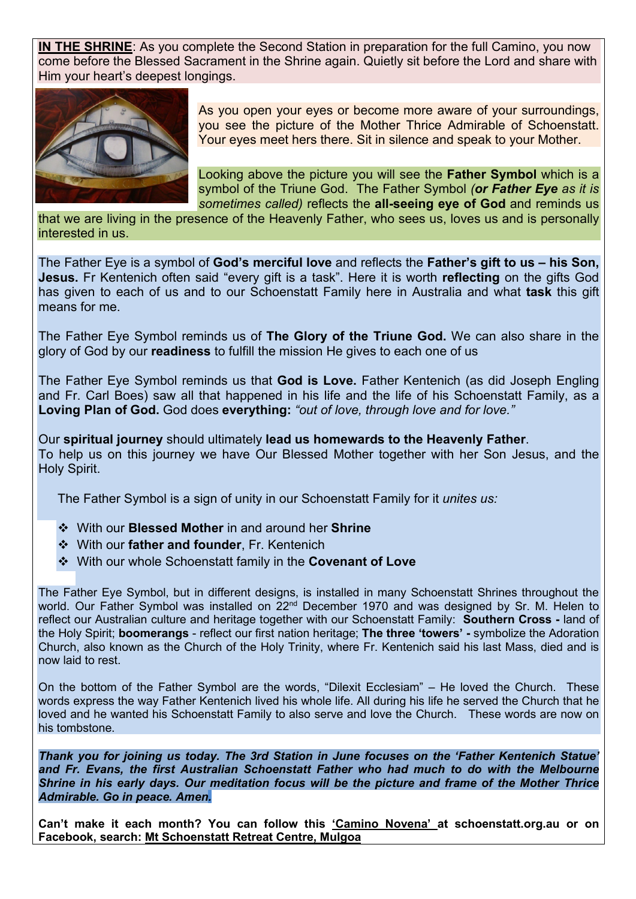**IN THE SHRINE**: As you complete the Second Station in preparation for the full Camino, you now come before the Blessed Sacrament in the Shrine again. Quietly sit before the Lord and share with Him your heart's deepest longings.

As you open your eyes or become more aware of your surroundings, you see the picture of the Mother Thrice Admirable of Schoenstatt. Your eyes meet hers there. Sit in silence and speak to your Mother.

Looking above the picture you will see the **Father Symbol** which is a symbol of the Triune God. The Father Symbol *(**or Father Eye** as it is sometimes called)* reflects the **all-seeing eye of God** and reminds us that we are living in the presence of the Heavenly Father, who sees us, loves us and is personally interested in us.

The Father Eye is a symbol of **God's merciful love** and reflects the **Father's gift to us – his Son, Jesus.** Fr Kentenich often said "every gift is a task". Here it is worth **reflecting** on the gifts God has given to each of us and to our Schoenstatt Family here in Australia and what **task** this gift means for me.

The Father Eye Symbol reminds us of **The Glory of the Triune God.** We can also share in the glory of God by our **readiness** to fulfill the mission He gives to each one of us

The Father Eye Symbol reminds us that **God is Love.** Father Kentenich (as did Joseph Engling and Fr. Carl Boes) saw all that happened in his life and the life of his Schoenstatt Family, as a **Loving Plan of God.** God does **everything:** *"out of love, through love and for love."*

Our **spiritual journey** should ultimately **lead us homewards to the Heavenly Father**.
To help us on this journey we have Our Blessed Mother together with her Son Jesus, and the Holy Spirit.

The Father Symbol is a sign of unity in our Schoenstatt Family for it *unites us:*

- With our **Blessed Mother** in and around her **Shrine**
- With our **father and founder**, Fr. Kentenich
- With our whole Schoenstatt family in the **Covenant of Love**

The Father Eye Symbol, but in different designs, is installed in many Schoenstatt Shrines throughout the world. Our Father Symbol was installed on 22nd December 1970 and was designed by Sr. M. Helen to reflect our Australian culture and heritage together with our Schoenstatt Family: **Southern Cross -** land of the Holy Spirit; **boomerangs** - reflect our first nation heritage; **The three 'towers' -** symbolize the Adoration Church, also known as the Church of the Holy Trinity, where Fr. Kentenich said his last Mass, died and is now laid to rest.

On the bottom of the Father Symbol are the words, "Dilexit Ecclesiam" – He loved the Church. These words express the way Father Kentenich lived his whole life. All during his life he served the Church that he loved and he wanted his Schoenstatt Family to also serve and love the Church. These words are now on his tombstone.

***Thank you for joining us today. The 3rd Station in June focuses on the 'Father Kentenich Statue' and Fr. Evans, the first Australian Schoenstatt Father who had much to do with the Melbourne Shrine in his early days. Our meditation focus will be the picture and frame of the Mother Thrice Admirable. Go in peace. Amen.***

**Can't make it each month? You can follow this 'Camino Novena' at schoenstatt.org.au or on Facebook, search: Mt Schoenstatt Retreat Centre, Mulgoa**